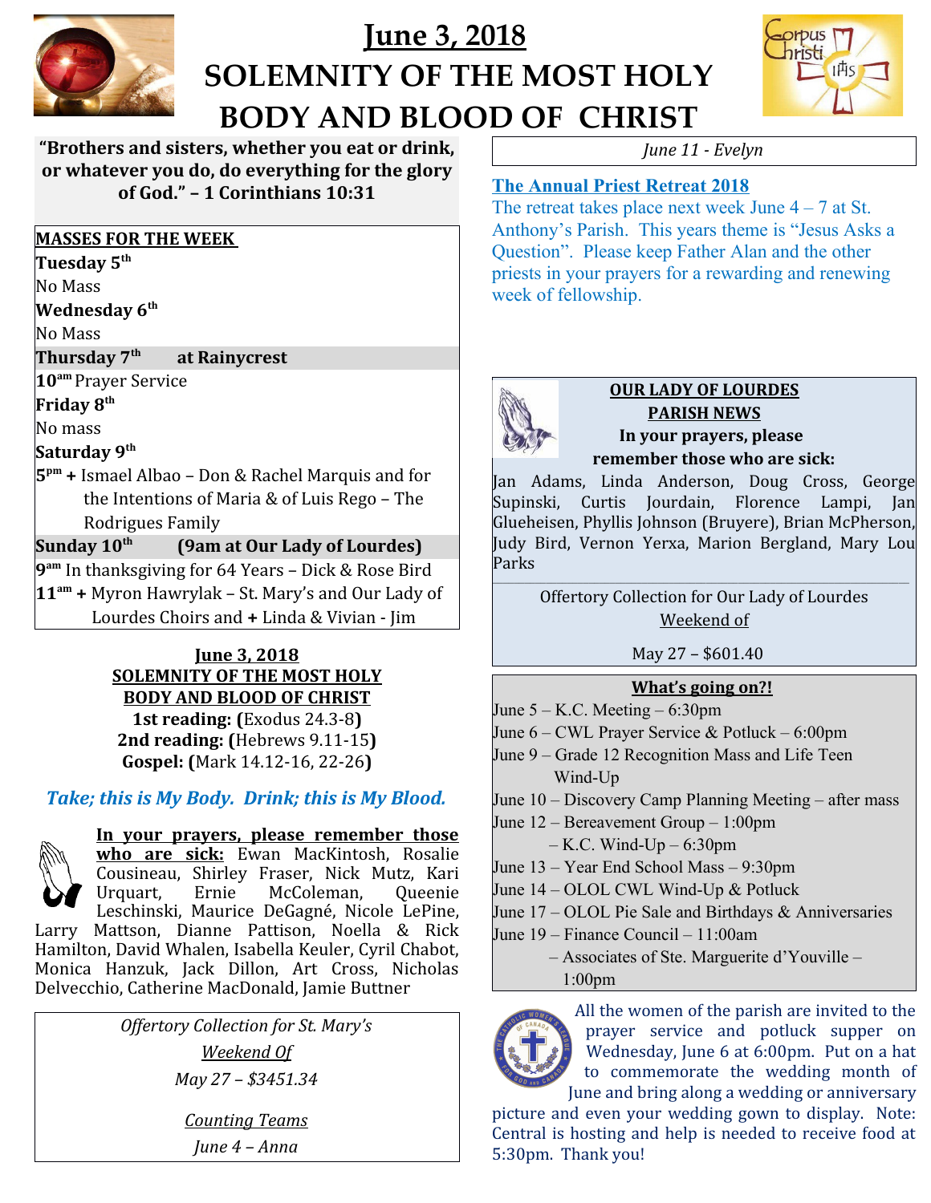# June 3, 2018

# SOLEMNITY OF THE MOST HOLY BODY AND BLOOD OF CHRIST

**"Brothers and sisters, whether you eat or drink, or whatever you do, do everything for the glory of God." – 1 Corinthians 10:31**

**MASSES FOR THE WEEK**

**Tuesday 5th**

No Mass

**Wednesday 6th**

No Mass

**Thursday 7th at Rainycrest**

**10am** Prayer Service

**Friday 8th**

No mass

**Saturday 9th**

**5pm +** Ismael Albao – Don & Rachel Marquis and for the Intentions of Maria & of Luis Rego – The Rodrigues Family

**Sunday 10th (9am at Our Lady of Lourdes)**

**9am** In thanksgiving for 64 Years – Dick & Rose Bird

**11am +** Myron Hawrylak – St. Mary's and Our Lady of Lourdes Choirs and **+** Linda & Vivian - Jim

**June 3, 2018**
**SOLEMNITY OF THE MOST HOLY BODY AND BLOOD OF CHRIST**

**1st reading: (**Exodus 24.3-8**)**
**2nd reading: (**Hebrews 9.11-15**)**
**Gospel: (**Mark 14.12-16, 22-26**)**

*Take; this is My Body. Drink; this is My Blood.*

**In your prayers, please remember those who are sick:** Ewan MacKintosh, Rosalie Cousineau, Shirley Fraser, Nick Mutz, Kari Urquart, Ernie McColeman, Queenie Leschinski, Maurice DeGagné, Nicole LePine, Larry Mattson, Dianne Pattison, Noella & Rick Hamilton, David Whalen, Isabella Keuler, Cyril Chabot, Monica Hanzuk, Jack Dillon, Art Cross, Nicholas Delvecchio, Catherine MacDonald, Jamie Buttner

*Offertory Collection for St. Mary's*
*Weekend Of*
*May 27 – $3451.34*

*Counting Teams*
*June 4 – Anna*
*June 11 - Evelyn*

## The Annual Priest Retreat 2018

The retreat takes place next week June 4 – 7 at St. Anthony's Parish. This years theme is "Jesus Asks a Question". Please keep Father Alan and the other priests in your prayers for a rewarding and renewing week of fellowship.

**OUR LADY OF LOURDES PARISH NEWS**

**In your prayers, please remember those who are sick:**

Jan Adams, Linda Anderson, Doug Cross, George Supinski, Curtis Jourdain, Florence Lampi, Jan Glueheisen, Phyllis Johnson (Bruyere), Brian McPherson, Judy Bird, Vernon Yerxa, Marion Bergland, Mary Lou Parks

Offertory Collection for Our Lady of Lourdes
Weekend of
May 27 – $601.40

**What's going on?!**

June 5 – K.C. Meeting – 6:30pm
June 6 – CWL Prayer Service & Potluck – 6:00pm
June 9 – Grade 12 Recognition Mass and Life Teen Wind-Up
June 10 – Discovery Camp Planning Meeting – after mass
June 12 – Bereavement Group – 1:00pm
– K.C. Wind-Up – 6:30pm
June 13 – Year End School Mass – 9:30pm
June 14 – OLOL CWL Wind-Up & Potluck
June 17 – OLOL Pie Sale and Birthdays & Anniversaries
June 19 – Finance Council – 11:00am
– Associates of Ste. Marguerite d'Youville – 1:00pm

All the women of the parish are invited to the prayer service and potluck supper on Wednesday, June 6 at 6:00pm. Put on a hat to commemorate the wedding month of June and bring along a wedding or anniversary picture and even your wedding gown to display. Note: Central is hosting and help is needed to receive food at 5:30pm. Thank you!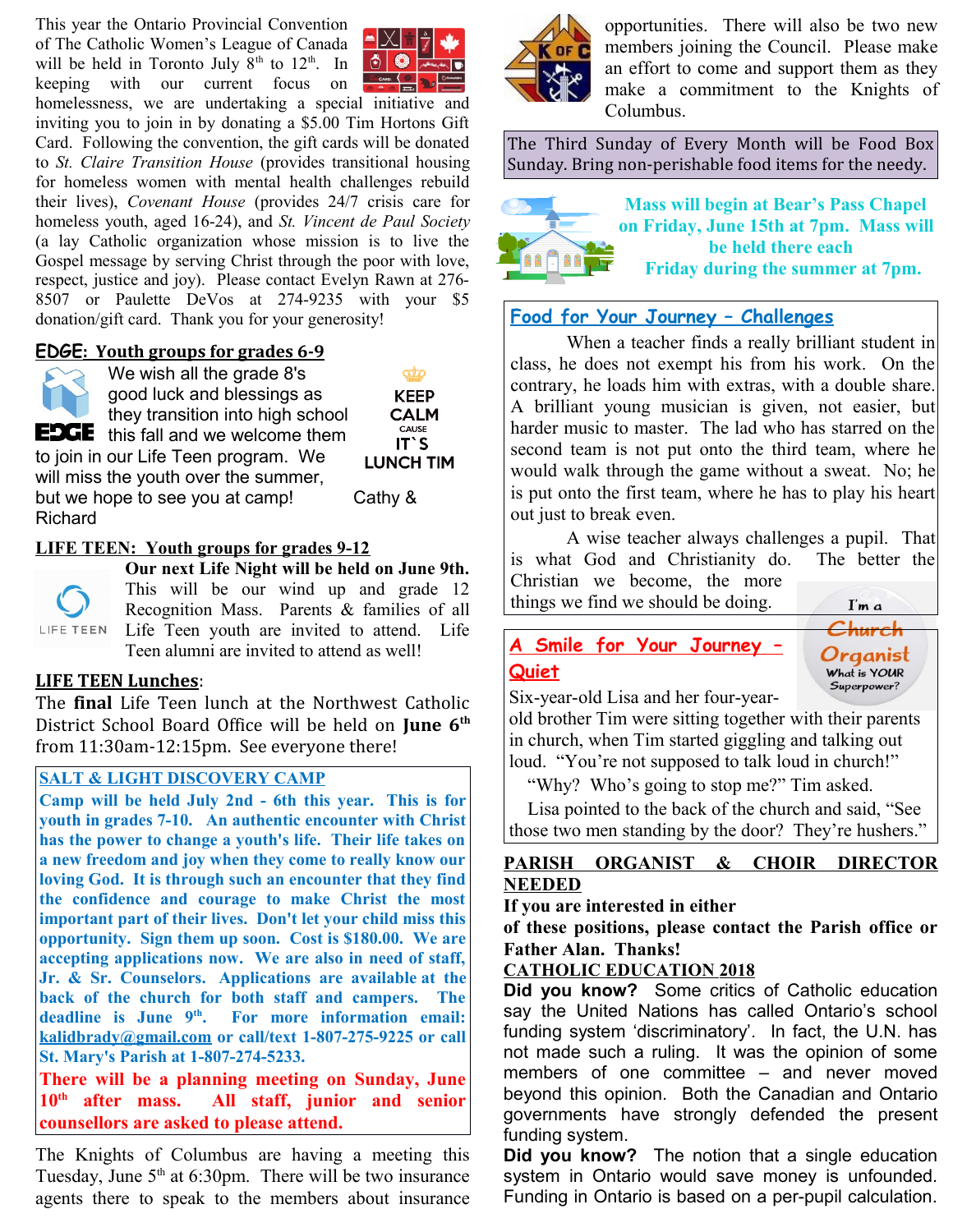This year the Ontario Provincial Convention of The Catholic Women's League of Canada will be held in Toronto July 8th to 12th. In keeping with our current focus on homelessness, we are undertaking a special initiative and inviting you to join in by donating a $5.00 Tim Hortons Gift Card. Following the convention, the gift cards will be donated to *St. Claire Transition House* (provides transitional housing for homeless women with mental health challenges rebuild their lives), *Covenant House* (provides 24/7 crisis care for homeless youth, aged 16-24), and *St. Vincent de Paul Society* (a lay Catholic organization whose mission is to live the Gospel message by serving Christ through the poor with love, respect, justice and joy). Please contact Evelyn Rawn at 276-8507 or Paulette DeVos at 274-9235 with your $5 donation/gift card. Thank you for your generosity!

## EDGE: Youth groups for grades 6-9

We wish all the grade 8's good luck and blessings as they transition into high school this fall and we welcome them to join in our Life Teen program. We will miss the youth over the summer, but we hope to see you at camp! Cathy & Richard

KEEP CALM CAUSE IT'S LUNCH TIM

## LIFE TEEN: Youth groups for grades 9-12

**Our next Life Night will be held on June 9th.** This will be our wind up and grade 12 Recognition Mass. Parents & families of all Life Teen youth are invited to attend. Life Teen alumni are invited to attend as well!

## LIFE TEEN Lunches:

The **final** Life Teen lunch at the Northwest Catholic District School Board Office will be held on **June 6th** from 11:30am-12:15pm. See everyone there!

## SALT & LIGHT DISCOVERY CAMP

**Camp will be held July 2nd - 6th this year. This is for youth in grades 7-10. An authentic encounter with Christ has the power to change a youth's life. Their life takes on a new freedom and joy when they come to really know our loving God. It is through such an encounter that they find the confidence and courage to make Christ the most important part of their lives. Don't let your child miss this opportunity. Sign them up soon. Cost is $180.00. We are accepting applications now. We are also in need of staff, Jr. & Sr. Counselors. Applications are available at the back of the church for both staff and campers. The deadline is June 9th. For more information email: kalidbrady@gmail.com or call/text 1-807-275-9225 or call St. Mary's Parish at 1-807-274-5233.**

**There will be a planning meeting on Sunday, June 10th after mass. All staff, junior and senior counsellors are asked to please attend.**

The Knights of Columbus are having a meeting this Tuesday, June 5th at 6:30pm. There will be two insurance agents there to speak to the members about insurance opportunities. There will also be two new members joining the Council. Please make an effort to come and support them as they make a commitment to the Knights of Columbus.

The Third Sunday of Every Month will be Food Box Sunday. Bring non-perishable food items for the needy.

**Mass will begin at Bear's Pass Chapel on Friday, June 15th at 7pm. Mass will be held there each Friday during the summer at 7pm.**

## Food for Your Journey – Challenges

When a teacher finds a really brilliant student in class, he does not exempt his from his work. On the contrary, he loads him with extras, with a double share. A brilliant young musician is given, not easier, but harder music to master. The lad who has starred on the second team is not put onto the third team, where he would walk through the game without a sweat. No; he is put onto the first team, where he has to play his heart out just to break even.

A wise teacher always challenges a pupil. That is what God and Christianity do. The better the Christian we become, the more things we find we should be doing.

I'm a Church Organist What is YOUR Superpower?

## A Smile for Your Journey – Quiet

Six-year-old Lisa and her four-year-old brother Tim were sitting together with their parents in church, when Tim started giggling and talking out loud. "You're not supposed to talk loud in church!"

"Why? Who's going to stop me?" Tim asked.

Lisa pointed to the back of the church and said, "See those two men standing by the door? They're hushers."

## PARISH ORGANIST & CHOIR DIRECTOR NEEDED

**If you are interested in either of these positions, please contact the Parish office or Father Alan. Thanks!**

## CATHOLIC EDUCATION 2018

**Did you know?** Some critics of Catholic education say the United Nations has called Ontario's school funding system 'discriminatory'. In fact, the U.N. has not made such a ruling. It was the opinion of some members of one committee – and never moved beyond this opinion. Both the Canadian and Ontario governments have strongly defended the present funding system.

**Did you know?** The notion that a single education system in Ontario would save money is unfounded. Funding in Ontario is based on a per-pupil calculation.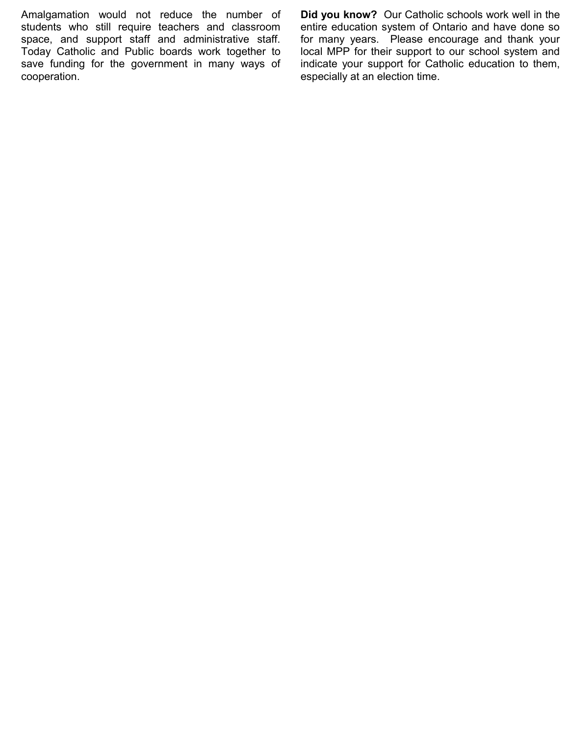Amalgamation would not reduce the number of students who still require teachers and classroom space, and support staff and administrative staff. Today Catholic and Public boards work together to save funding for the government in many ways of cooperation.

**Did you know?** Our Catholic schools work well in the entire education system of Ontario and have done so for many years. Please encourage and thank your local MPP for their support to our school system and indicate your support for Catholic education to them, especially at an election time.